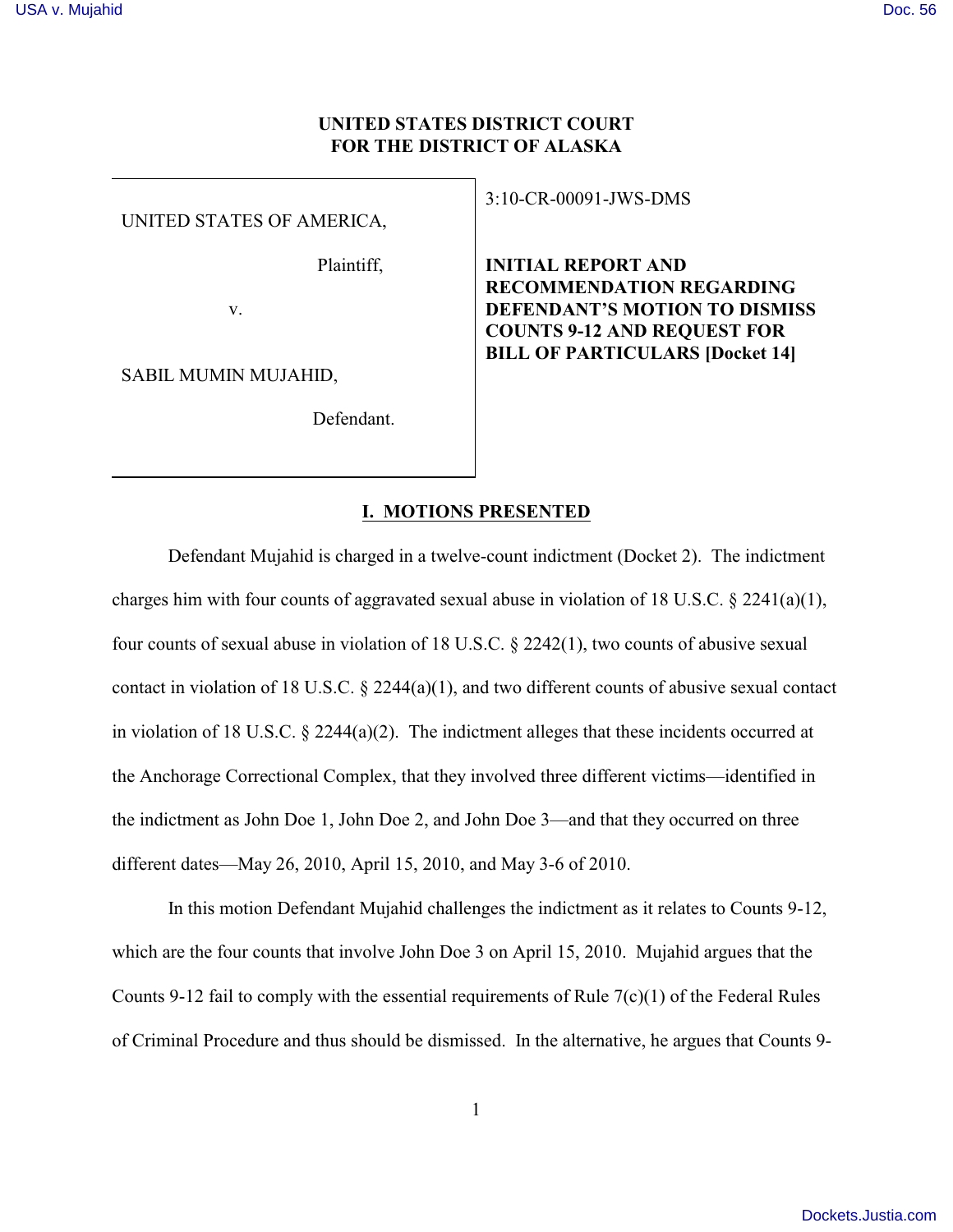# UNITED STATES DISTRICT COURT
# FOR THE DISTRICT OF ALASKA

| | |
|---|---|
| UNITED STATES OF AMERICA,<br><br>Plaintiff,<br><br>v.<br><br>SABIL MUMIN MUJAHID,<br><br>Defendant. | 3:10-CR-00091-JWS-DMS<br><br>**INITIAL REPORT AND RECOMMENDATION REGARDING DEFENDANT'S MOTION TO DISMISS COUNTS 9-12 AND REQUEST FOR BILL OF PARTICULARS [Docket 14]** |

## I. MOTIONS PRESENTED

Defendant Mujahid is charged in a twelve-count indictment (Docket 2). The indictment charges him with four counts of aggravated sexual abuse in violation of 18 U.S.C. § 2241(a)(1), four counts of sexual abuse in violation of 18 U.S.C. § 2242(1), two counts of abusive sexual contact in violation of 18 U.S.C. § 2244(a)(1), and two different counts of abusive sexual contact in violation of 18 U.S.C. § 2244(a)(2). The indictment alleges that these incidents occurred at the Anchorage Correctional Complex, that they involved three different victims—identified in the indictment as John Doe 1, John Doe 2, and John Doe 3—and that they occurred on three different dates—May 26, 2010, April 15, 2010, and May 3-6 of 2010.

In this motion Defendant Mujahid challenges the indictment as it relates to Counts 9-12, which are the four counts that involve John Doe 3 on April 15, 2010. Mujahid argues that the Counts 9-12 fail to comply with the essential requirements of Rule 7(c)(1) of the Federal Rules of Criminal Procedure and thus should be dismissed. In the alternative, he argues that Counts 9-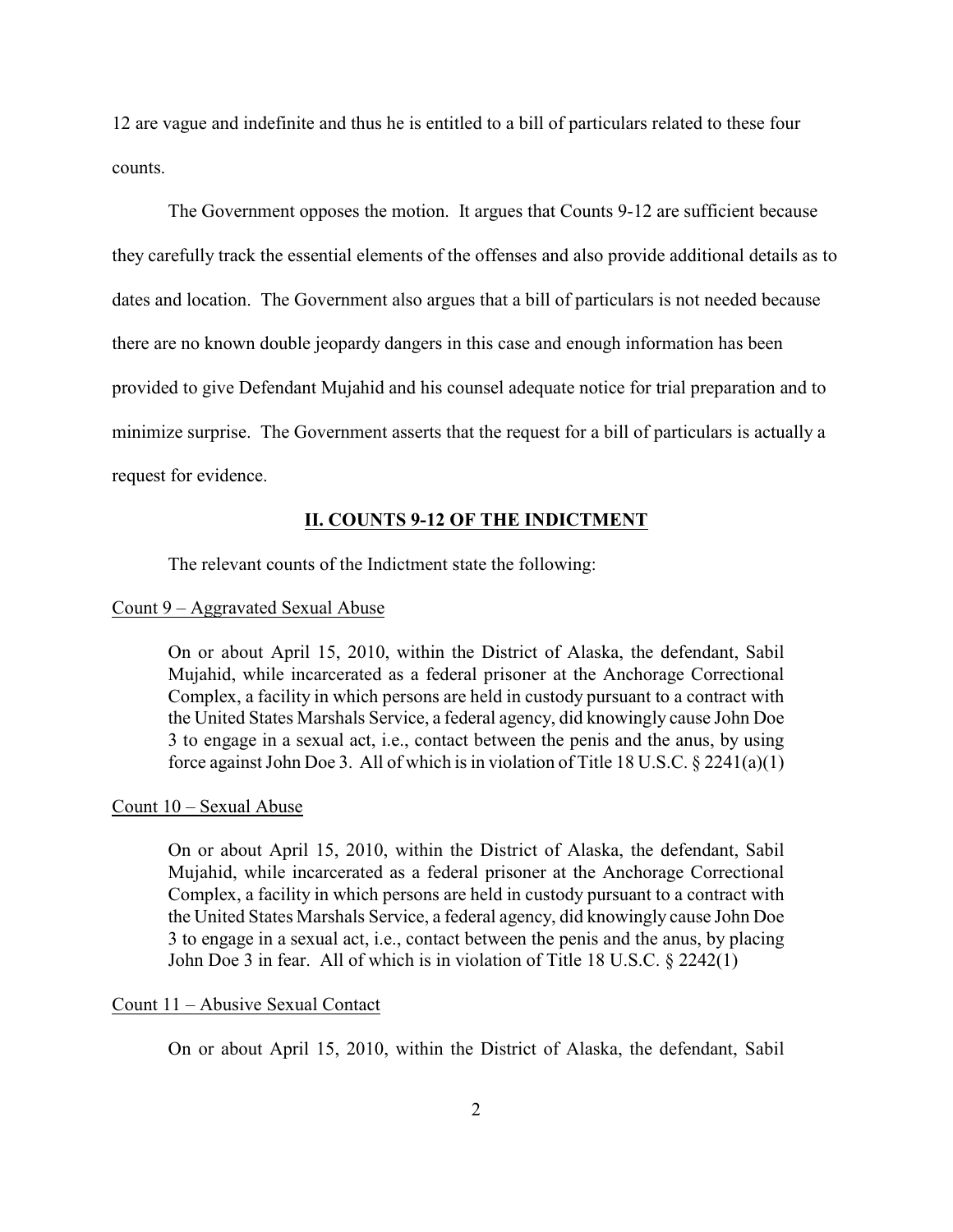12 are vague and indefinite and thus he is entitled to a bill of particulars related to these four counts.

The Government opposes the motion. It argues that Counts 9-12 are sufficient because they carefully track the essential elements of the offenses and also provide additional details as to dates and location. The Government also argues that a bill of particulars is not needed because there are no known double jeopardy dangers in this case and enough information has been provided to give Defendant Mujahid and his counsel adequate notice for trial preparation and to minimize surprise. The Government asserts that the request for a bill of particulars is actually a request for evidence.

## II. COUNTS 9-12 OF THE INDICTMENT

The relevant counts of the Indictment state the following:

Count 9 – Aggravated Sexual Abuse

> On or about April 15, 2010, within the District of Alaska, the defendant, Sabil Mujahid, while incarcerated as a federal prisoner at the Anchorage Correctional Complex, a facility in which persons are held in custody pursuant to a contract with the United States Marshals Service, a federal agency, did knowingly cause John Doe 3 to engage in a sexual act, i.e., contact between the penis and the anus, by using force against John Doe 3. All of which is in violation of Title 18 U.S.C. § 2241(a)(1)

Count 10 – Sexual Abuse

> On or about April 15, 2010, within the District of Alaska, the defendant, Sabil Mujahid, while incarcerated as a federal prisoner at the Anchorage Correctional Complex, a facility in which persons are held in custody pursuant to a contract with the United States Marshals Service, a federal agency, did knowingly cause John Doe 3 to engage in a sexual act, i.e., contact between the penis and the anus, by placing John Doe 3 in fear. All of which is in violation of Title 18 U.S.C. § 2242(1)

Count 11 – Abusive Sexual Contact

> On or about April 15, 2010, within the District of Alaska, the defendant, Sabil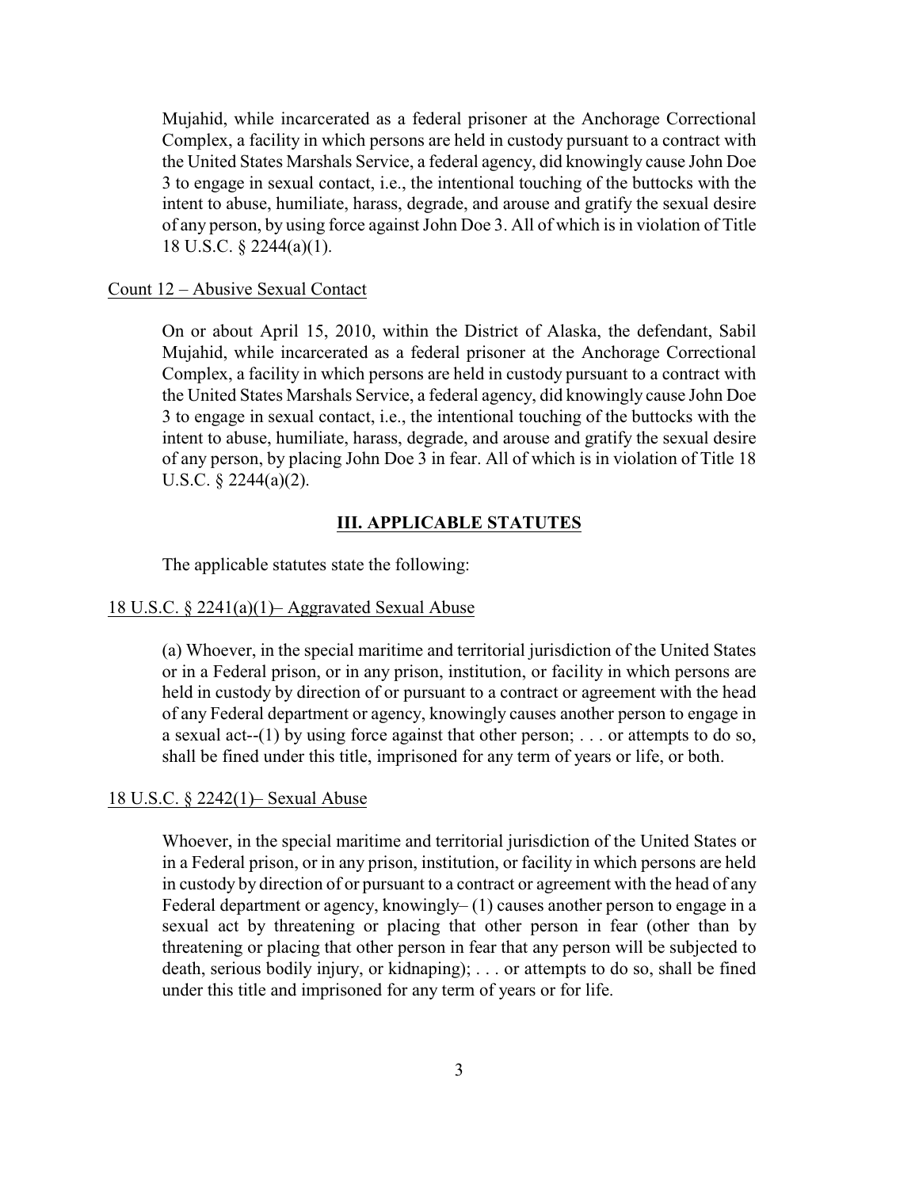Mujahid, while incarcerated as a federal prisoner at the Anchorage Correctional Complex, a facility in which persons are held in custody pursuant to a contract with the United States Marshals Service, a federal agency, did knowingly cause John Doe 3 to engage in sexual contact, i.e., the intentional touching of the buttocks with the intent to abuse, humiliate, harass, degrade, and arouse and gratify the sexual desire of any person, by using force against John Doe 3. All of which is in violation of Title 18 U.S.C. § 2244(a)(1).

Count 12 – Abusive Sexual Contact

On or about April 15, 2010, within the District of Alaska, the defendant, Sabil Mujahid, while incarcerated as a federal prisoner at the Anchorage Correctional Complex, a facility in which persons are held in custody pursuant to a contract with the United States Marshals Service, a federal agency, did knowingly cause John Doe 3 to engage in sexual contact, i.e., the intentional touching of the buttocks with the intent to abuse, humiliate, harass, degrade, and arouse and gratify the sexual desire of any person, by placing John Doe 3 in fear. All of which is in violation of Title 18 U.S.C. § 2244(a)(2).

## III. APPLICABLE STATUTES

The applicable statutes state the following:

18 U.S.C. § 2241(a)(1)– Aggravated Sexual Abuse

(a) Whoever, in the special maritime and territorial jurisdiction of the United States or in a Federal prison, or in any prison, institution, or facility in which persons are held in custody by direction of or pursuant to a contract or agreement with the head of any Federal department or agency, knowingly causes another person to engage in a sexual act--(1) by using force against that other person; . . . or attempts to do so, shall be fined under this title, imprisoned for any term of years or life, or both.

18 U.S.C. § 2242(1)– Sexual Abuse

Whoever, in the special maritime and territorial jurisdiction of the United States or in a Federal prison, or in any prison, institution, or facility in which persons are held in custody by direction of or pursuant to a contract or agreement with the head of any Federal department or agency, knowingly– (1) causes another person to engage in a sexual act by threatening or placing that other person in fear (other than by threatening or placing that other person in fear that any person will be subjected to death, serious bodily injury, or kidnaping); . . . or attempts to do so, shall be fined under this title and imprisoned for any term of years or for life.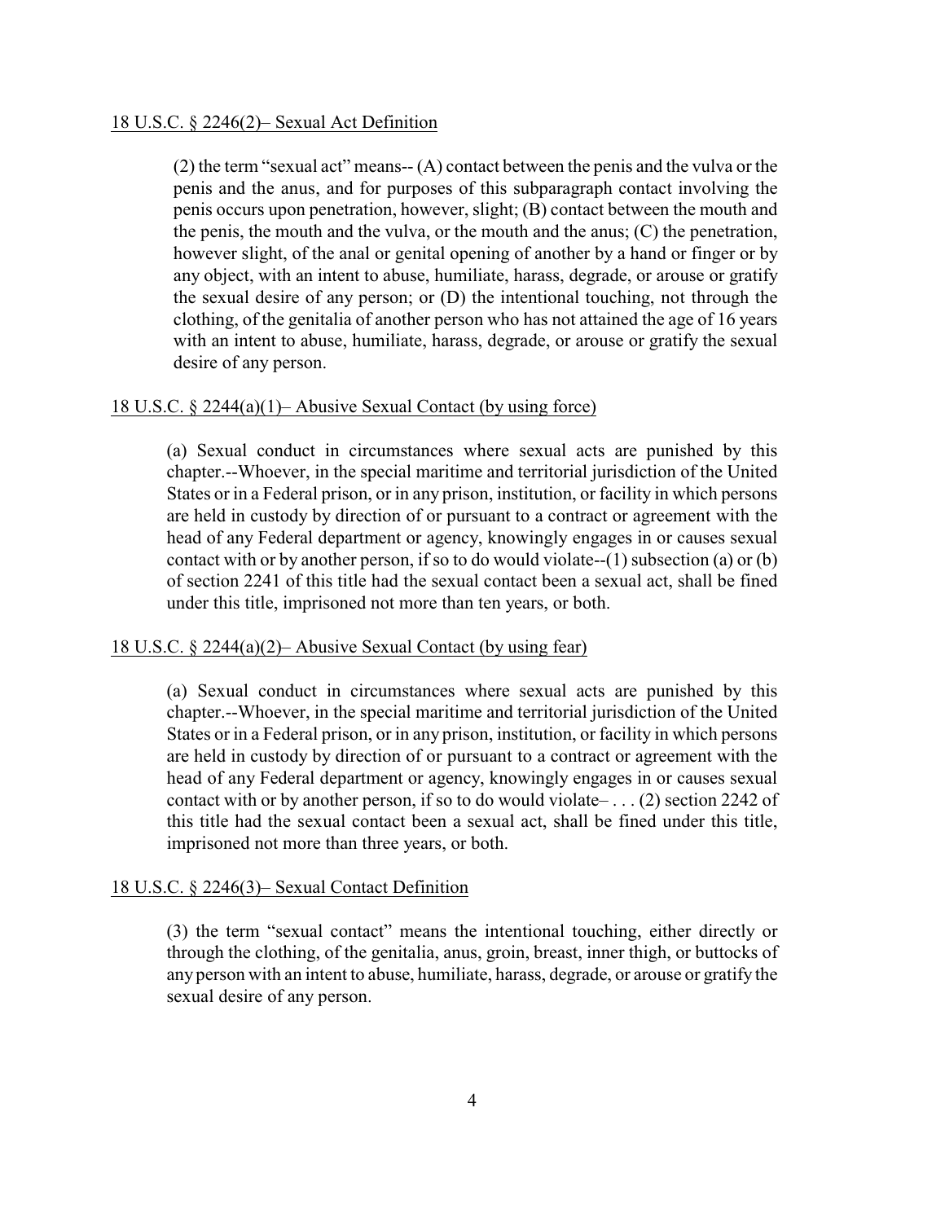<u>18 U.S.C. § 2246(2)– Sexual Act Definition</u>

> (2) the term "sexual act" means-- (A) contact between the penis and the vulva or the penis and the anus, and for purposes of this subparagraph contact involving the penis occurs upon penetration, however, slight; (B) contact between the mouth and the penis, the mouth and the vulva, or the mouth and the anus; (C) the penetration, however slight, of the anal or genital opening of another by a hand or finger or by any object, with an intent to abuse, humiliate, harass, degrade, or arouse or gratify the sexual desire of any person; or (D) the intentional touching, not through the clothing, of the genitalia of another person who has not attained the age of 16 years with an intent to abuse, humiliate, harass, degrade, or arouse or gratify the sexual desire of any person.

<u>18 U.S.C. § 2244(a)(1)– Abusive Sexual Contact (by using force)</u>

> (a) Sexual conduct in circumstances where sexual acts are punished by this chapter.--Whoever, in the special maritime and territorial jurisdiction of the United States or in a Federal prison, or in any prison, institution, or facility in which persons are held in custody by direction of or pursuant to a contract or agreement with the head of any Federal department or agency, knowingly engages in or causes sexual contact with or by another person, if so to do would violate--(1) subsection (a) or (b) of section 2241 of this title had the sexual contact been a sexual act, shall be fined under this title, imprisoned not more than ten years, or both.

<u>18 U.S.C. § 2244(a)(2)– Abusive Sexual Contact (by using fear)</u>

> (a) Sexual conduct in circumstances where sexual acts are punished by this chapter.--Whoever, in the special maritime and territorial jurisdiction of the United States or in a Federal prison, or in any prison, institution, or facility in which persons are held in custody by direction of or pursuant to a contract or agreement with the head of any Federal department or agency, knowingly engages in or causes sexual contact with or by another person, if so to do would violate– . . . (2) section 2242 of this title had the sexual contact been a sexual act, shall be fined under this title, imprisoned not more than three years, or both.

<u>18 U.S.C. § 2246(3)– Sexual Contact Definition</u>

> (3) the term "sexual contact" means the intentional touching, either directly or through the clothing, of the genitalia, anus, groin, breast, inner thigh, or buttocks of any person with an intent to abuse, humiliate, harass, degrade, or arouse or gratify the sexual desire of any person.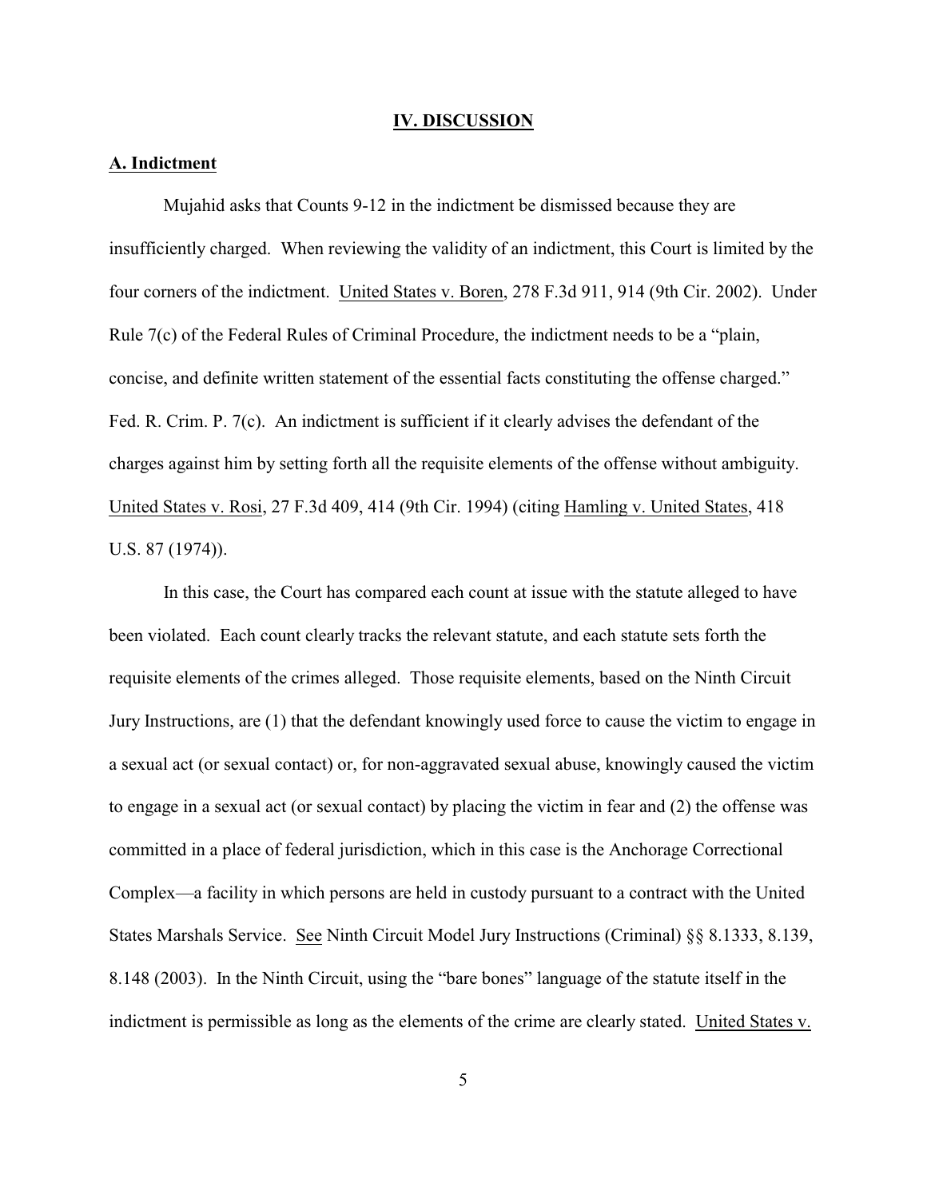## IV. DISCUSSION

### A. Indictment

Mujahid asks that Counts 9-12 in the indictment be dismissed because they are insufficiently charged. When reviewing the validity of an indictment, this Court is limited by the four corners of the indictment. United States v. Boren, 278 F.3d 911, 914 (9th Cir. 2002). Under Rule 7(c) of the Federal Rules of Criminal Procedure, the indictment needs to be a "plain, concise, and definite written statement of the essential facts constituting the offense charged." Fed. R. Crim. P. 7(c). An indictment is sufficient if it clearly advises the defendant of the charges against him by setting forth all the requisite elements of the offense without ambiguity. United States v. Rosi, 27 F.3d 409, 414 (9th Cir. 1994) (citing Hamling v. United States, 418 U.S. 87 (1974)).

In this case, the Court has compared each count at issue with the statute alleged to have been violated. Each count clearly tracks the relevant statute, and each statute sets forth the requisite elements of the crimes alleged. Those requisite elements, based on the Ninth Circuit Jury Instructions, are (1) that the defendant knowingly used force to cause the victim to engage in a sexual act (or sexual contact) or, for non-aggravated sexual abuse, knowingly caused the victim to engage in a sexual act (or sexual contact) by placing the victim in fear and (2) the offense was committed in a place of federal jurisdiction, which in this case is the Anchorage Correctional Complex—a facility in which persons are held in custody pursuant to a contract with the United States Marshals Service. See Ninth Circuit Model Jury Instructions (Criminal) §§ 8.1333, 8.139, 8.148 (2003). In the Ninth Circuit, using the "bare bones" language of the statute itself in the indictment is permissible as long as the elements of the crime are clearly stated. United States v.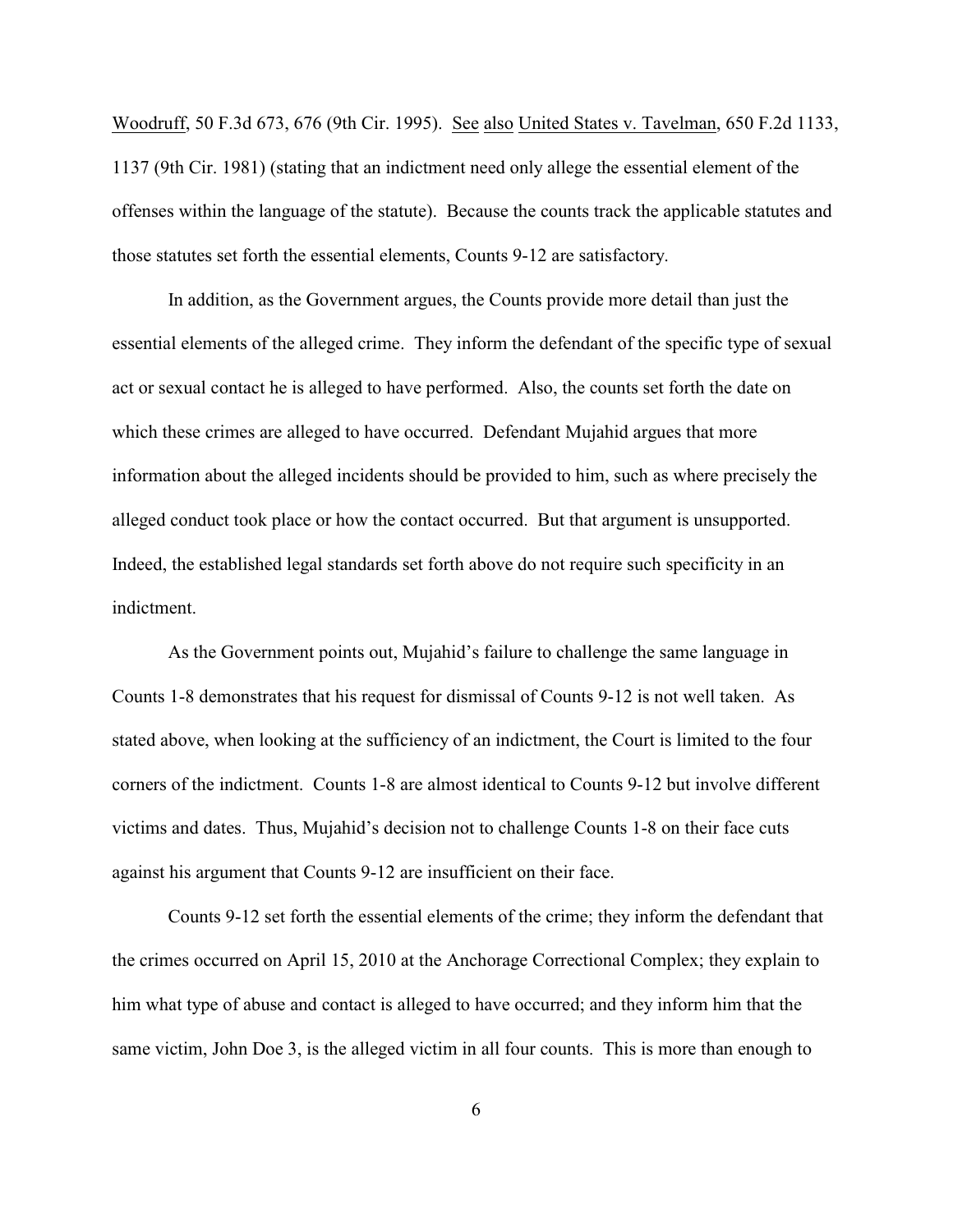Woodruff, 50 F.3d 673, 676 (9th Cir. 1995). See also United States v. Tavelman, 650 F.2d 1133, 1137 (9th Cir. 1981) (stating that an indictment need only allege the essential element of the offenses within the language of the statute). Because the counts track the applicable statutes and those statutes set forth the essential elements, Counts 9-12 are satisfactory.

In addition, as the Government argues, the Counts provide more detail than just the essential elements of the alleged crime. They inform the defendant of the specific type of sexual act or sexual contact he is alleged to have performed. Also, the counts set forth the date on which these crimes are alleged to have occurred. Defendant Mujahid argues that more information about the alleged incidents should be provided to him, such as where precisely the alleged conduct took place or how the contact occurred. But that argument is unsupported. Indeed, the established legal standards set forth above do not require such specificity in an indictment.

As the Government points out, Mujahid's failure to challenge the same language in Counts 1-8 demonstrates that his request for dismissal of Counts 9-12 is not well taken. As stated above, when looking at the sufficiency of an indictment, the Court is limited to the four corners of the indictment. Counts 1-8 are almost identical to Counts 9-12 but involve different victims and dates. Thus, Mujahid's decision not to challenge Counts 1-8 on their face cuts against his argument that Counts 9-12 are insufficient on their face.

Counts 9-12 set forth the essential elements of the crime; they inform the defendant that the crimes occurred on April 15, 2010 at the Anchorage Correctional Complex; they explain to him what type of abuse and contact is alleged to have occurred; and they inform him that the same victim, John Doe 3, is the alleged victim in all four counts. This is more than enough to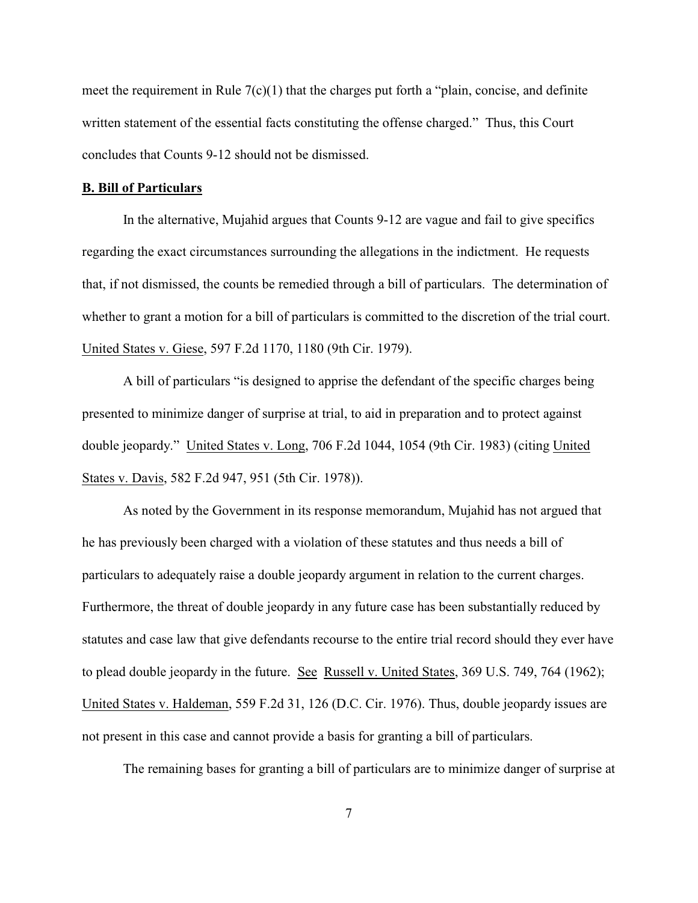meet the requirement in Rule 7(c)(1) that the charges put forth a "plain, concise, and definite written statement of the essential facts constituting the offense charged." Thus, this Court concludes that Counts 9-12 should not be dismissed.

**B. Bill of Particulars**

In the alternative, Mujahid argues that Counts 9-12 are vague and fail to give specifics regarding the exact circumstances surrounding the allegations in the indictment. He requests that, if not dismissed, the counts be remedied through a bill of particulars. The determination of whether to grant a motion for a bill of particulars is committed to the discretion of the trial court. United States v. Giese, 597 F.2d 1170, 1180 (9th Cir. 1979).

A bill of particulars "is designed to apprise the defendant of the specific charges being presented to minimize danger of surprise at trial, to aid in preparation and to protect against double jeopardy." United States v. Long, 706 F.2d 1044, 1054 (9th Cir. 1983) (citing United States v. Davis, 582 F.2d 947, 951 (5th Cir. 1978)).

As noted by the Government in its response memorandum, Mujahid has not argued that he has previously been charged with a violation of these statutes and thus needs a bill of particulars to adequately raise a double jeopardy argument in relation to the current charges. Furthermore, the threat of double jeopardy in any future case has been substantially reduced by statutes and case law that give defendants recourse to the entire trial record should they ever have to plead double jeopardy in the future. See Russell v. United States, 369 U.S. 749, 764 (1962); United States v. Haldeman, 559 F.2d 31, 126 (D.C. Cir. 1976). Thus, double jeopardy issues are not present in this case and cannot provide a basis for granting a bill of particulars.

The remaining bases for granting a bill of particulars are to minimize danger of surprise at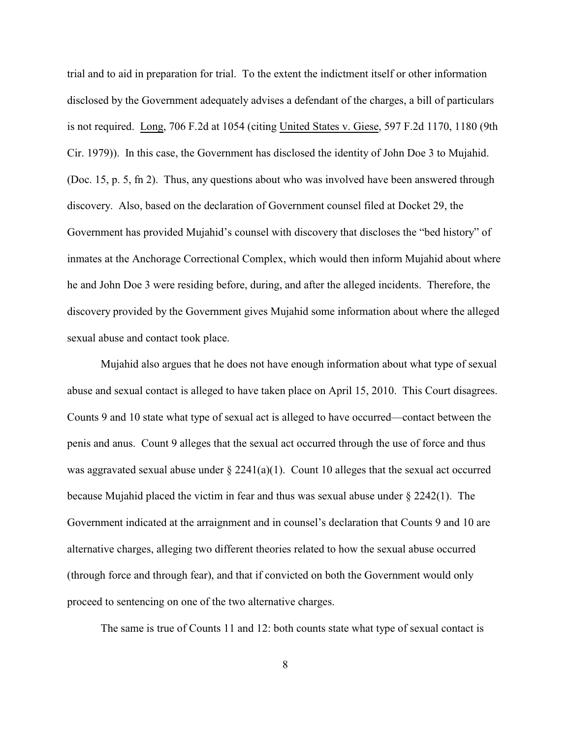trial and to aid in preparation for trial. To the extent the indictment itself or other information disclosed by the Government adequately advises a defendant of the charges, a bill of particulars is not required. Long, 706 F.2d at 1054 (citing United States v. Giese, 597 F.2d 1170, 1180 (9th Cir. 1979)). In this case, the Government has disclosed the identity of John Doe 3 to Mujahid. (Doc. 15, p. 5, fn 2). Thus, any questions about who was involved have been answered through discovery. Also, based on the declaration of Government counsel filed at Docket 29, the Government has provided Mujahid's counsel with discovery that discloses the "bed history" of inmates at the Anchorage Correctional Complex, which would then inform Mujahid about where he and John Doe 3 were residing before, during, and after the alleged incidents. Therefore, the discovery provided by the Government gives Mujahid some information about where the alleged sexual abuse and contact took place.

Mujahid also argues that he does not have enough information about what type of sexual abuse and sexual contact is alleged to have taken place on April 15, 2010. This Court disagrees. Counts 9 and 10 state what type of sexual act is alleged to have occurred—contact between the penis and anus. Count 9 alleges that the sexual act occurred through the use of force and thus was aggravated sexual abuse under § 2241(a)(1). Count 10 alleges that the sexual act occurred because Mujahid placed the victim in fear and thus was sexual abuse under § 2242(1). The Government indicated at the arraignment and in counsel's declaration that Counts 9 and 10 are alternative charges, alleging two different theories related to how the sexual abuse occurred (through force and through fear), and that if convicted on both the Government would only proceed to sentencing on one of the two alternative charges.

The same is true of Counts 11 and 12: both counts state what type of sexual contact is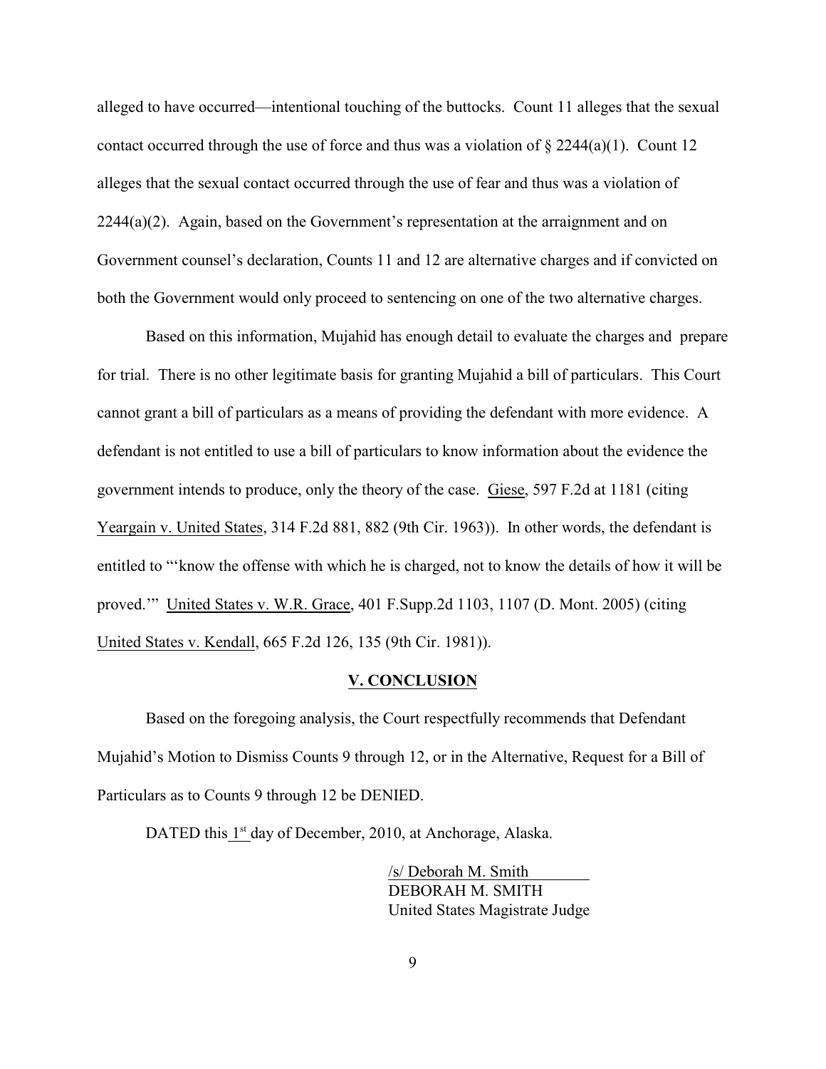alleged to have occurred—intentional touching of the buttocks. Count 11 alleges that the sexual contact occurred through the use of force and thus was a violation of § 2244(a)(1). Count 12 alleges that the sexual contact occurred through the use of fear and thus was a violation of 2244(a)(2). Again, based on the Government's representation at the arraignment and on Government counsel's declaration, Counts 11 and 12 are alternative charges and if convicted on both the Government would only proceed to sentencing on one of the two alternative charges.

Based on this information, Mujahid has enough detail to evaluate the charges and prepare for trial. There is no other legitimate basis for granting Mujahid a bill of particulars. This Court cannot grant a bill of particulars as a means of providing the defendant with more evidence. A defendant is not entitled to use a bill of particulars to know information about the evidence the government intends to produce, only the theory of the case. Giese, 597 F.2d at 1181 (citing Yeargain v. United States, 314 F.2d 881, 882 (9th Cir. 1963)). In other words, the defendant is entitled to "'know the offense with which he is charged, not to know the details of how it will be proved.'" United States v. W.R. Grace, 401 F.Supp.2d 1103, 1107 (D. Mont. 2005) (citing United States v. Kendall, 665 F.2d 126, 135 (9th Cir. 1981)).

## V. CONCLUSION

Based on the foregoing analysis, the Court respectfully recommends that Defendant Mujahid's Motion to Dismiss Counts 9 through 12, or in the Alternative, Request for a Bill of Particulars as to Counts 9 through 12 be DENIED.

DATED this 1st day of December, 2010, at Anchorage, Alaska.

/s/ Deborah M. Smith
DEBORAH M. SMITH
United States Magistrate Judge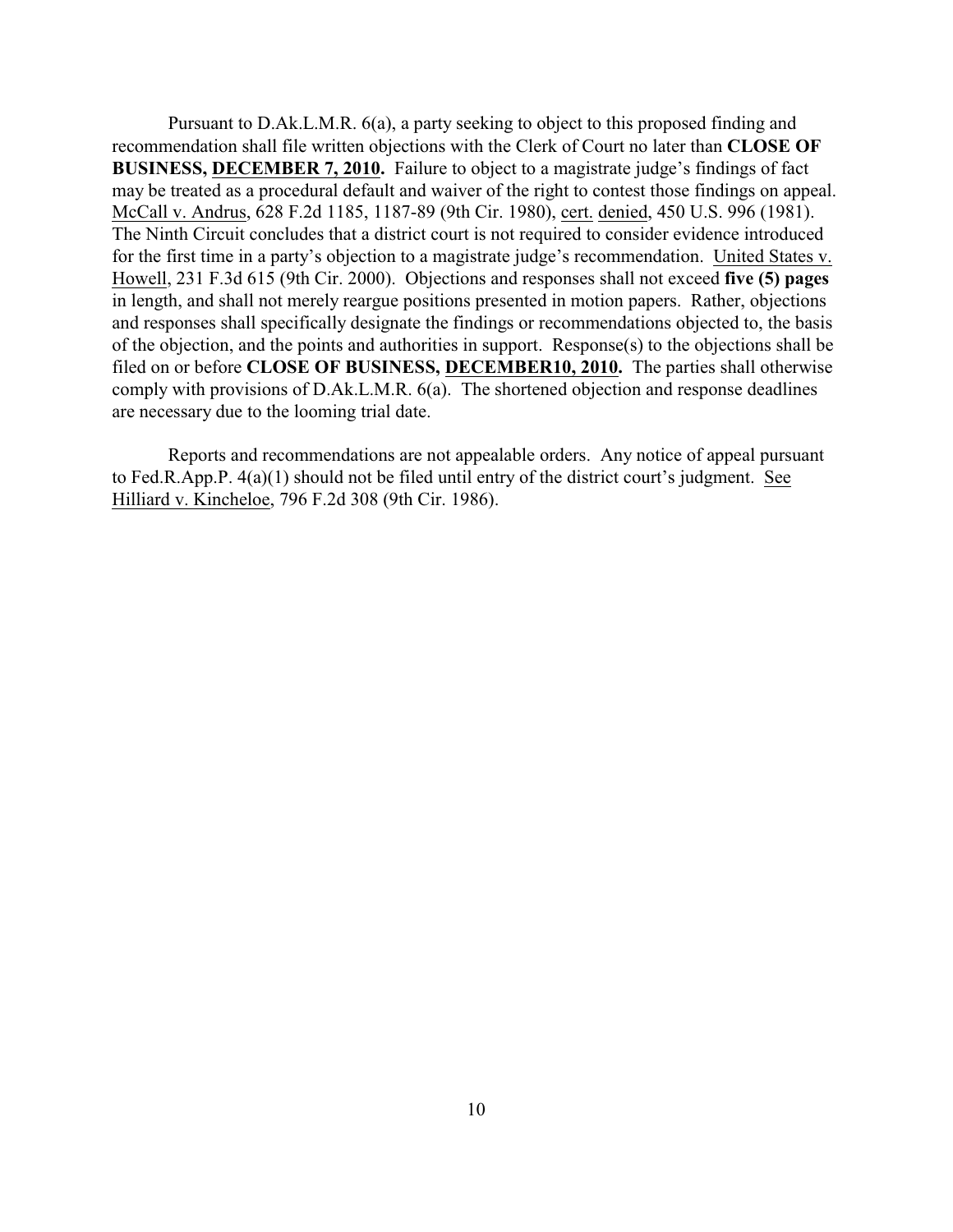Pursuant to D.Ak.L.M.R. 6(a), a party seeking to object to this proposed finding and recommendation shall file written objections with the Clerk of Court no later than **CLOSE OF BUSINESS, DECEMBER 7, 2010.** Failure to object to a magistrate judge's findings of fact may be treated as a procedural default and waiver of the right to contest those findings on appeal. McCall v. Andrus, 628 F.2d 1185, 1187-89 (9th Cir. 1980), cert. denied, 450 U.S. 996 (1981). The Ninth Circuit concludes that a district court is not required to consider evidence introduced for the first time in a party's objection to a magistrate judge's recommendation. United States v. Howell, 231 F.3d 615 (9th Cir. 2000). Objections and responses shall not exceed **five (5) pages** in length, and shall not merely reargue positions presented in motion papers. Rather, objections and responses shall specifically designate the findings or recommendations objected to, the basis of the objection, and the points and authorities in support. Response(s) to the objections shall be filed on or before **CLOSE OF BUSINESS, DECEMBER10, 2010.** The parties shall otherwise comply with provisions of D.Ak.L.M.R. 6(a). The shortened objection and response deadlines are necessary due to the looming trial date.

Reports and recommendations are not appealable orders. Any notice of appeal pursuant to Fed.R.App.P. 4(a)(1) should not be filed until entry of the district court's judgment. See Hilliard v. Kincheloe, 796 F.2d 308 (9th Cir. 1986).